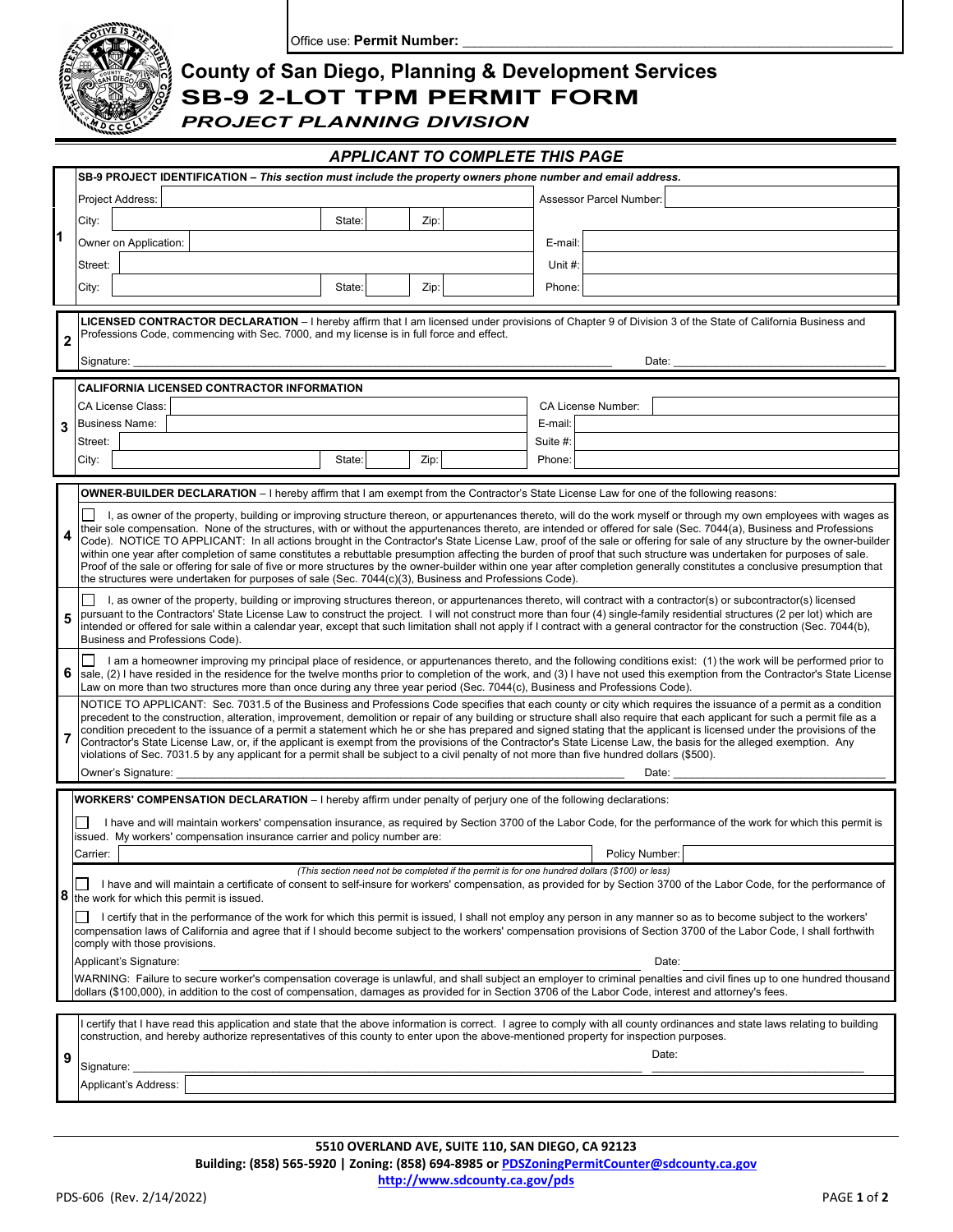Office use: **Permit Number:** ______________________________

# County of San Diego, Planning & Development Services
# SB-9 2-LOT TPM PERMIT FORM
## *PROJECT PLANNING DIVISION*

### *APPLICANT TO COMPLETE THIS PAGE*

**1 — SB-9 PROJECT IDENTIFICATION** – *This section must include the property owners phone number and email address.*

| | | | |
|---|---|---|---|
| Project Address: | | Assessor Parcel Number: | |
| City: | State: Zip: | | |
| Owner on Application: | | E-mail: | |
| Street: | | Unit #: | |
| City: | State: Zip: | Phone: | |

**2 — LICENSED CONTRACTOR DECLARATION** – I hereby affirm that I am licensed under provisions of Chapter 9 of Division 3 of the State of California Business and Professions Code, commencing with Sec. 7000, and my license is in full force and effect.

Signature: ______________________________ Date: ______________________

**3 — CALIFORNIA LICENSED CONTRACTOR INFORMATION**

| | | | |
|---|---|---|---|
| CA License Class: | | CA License Number: | |
| Business Name: | | E-mail: | |
| Street: | | Suite #: | |
| City: | State: Zip: | Phone: | |

**OWNER-BUILDER DECLARATION** – I hereby affirm that I am exempt from the Contractor's State License Law for one of the following reasons:

**4** ☐ I, as owner of the property, building or improving structure thereon, or appurtenances thereto, will do the work myself or through my own employees with wages as their sole compensation. None of the structures, with or without the appurtenances thereto, are intended or offered for sale (Sec. 7044(a), Business and Professions Code). NOTICE TO APPLICANT: In all actions brought in the Contractor's State License Law, proof of the sale or offering for sale of any structure by the owner-builder within one year after completion of same constitutes a rebuttable presumption affecting the burden of proof that such structure was undertaken for purposes of sale. Proof of the sale or offering for sale of five or more structures by the owner-builder within one year after completion generally constitutes a conclusive presumption that the structures were undertaken for purposes of sale (Sec. 7044(c)(3), Business and Professions Code).

**5** ☐ I, as owner of the property, building or improving structures thereon, or appurtenances thereto, will contract with a contractor(s) or subcontractor(s) licensed pursuant to the Contractors' State License Law to construct the project. I will not construct more than four (4) single-family residential structures (2 per lot) which are intended or offered for sale within a calendar year, except that such limitation shall not apply if I contract with a general contractor for the construction (Sec. 7044(b), Business and Professions Code).

**6** ☐ I am a homeowner improving my principal place of residence, or appurtenances thereto, and the following conditions exist: (1) the work will be performed prior to sale, (2) I have resided in the residence for the twelve months prior to completion of the work, and (3) I have not used this exemption from the Contractor's State License Law on more than two structures more than once during any three year period (Sec. 7044(c), Business and Professions Code).

**7** NOTICE TO APPLICANT: Sec. 7031.5 of the Business and Professions Code specifies that each county or city which requires the issuance of a permit as a condition precedent to the construction, alteration, improvement, demolition or repair of any building or structure shall also require that each applicant for such a permit file as a condition precedent to the issuance of a permit a statement which he or she has prepared and signed stating that the applicant is licensed under the provisions of the Contractor's State License Law, or, if the applicant is exempt from the provisions of the Contractor's State License Law, the basis for the alleged exemption. Any violations of Sec. 7031.5 by any applicant for a permit shall be subject to a civil penalty of not more than five hundred dollars ($500).

Owner's Signature: ______________________________ Date: ______________________

**8 — WORKERS' COMPENSATION DECLARATION** – I hereby affirm under penalty of perjury one of the following declarations:

☐ I have and will maintain workers' compensation insurance, as required by Section 3700 of the Labor Code, for the performance of the work for which this permit is issued. My workers' compensation insurance carrier and policy number are:

Carrier: ______________________________ Policy Number: ______________________

*(This section need not be completed if the permit is for one hundred dollars ($100) or less)*

☐ I have and will maintain a certificate of consent to self-insure for workers' compensation, as provided for by Section 3700 of the Labor Code, for the performance of the work for which this permit is issued.

☐ I certify that in the performance of the work for which this permit is issued, I shall not employ any person in any manner so as to become subject to the workers' compensation laws of California and agree that if I should become subject to the workers' compensation provisions of Section 3700 of the Labor Code, I shall forthwith comply with those provisions.

Applicant's Signature: ______________________________ Date: ______________________

WARNING: Failure to secure worker's compensation coverage is unlawful, and shall subject an employer to criminal penalties and civil fines up to one hundred thousand dollars ($100,000), in addition to the cost of compensation, damages as provided for in Section 3706 of the Labor Code, interest and attorney's fees.

**9** I certify that I have read this application and state that the above information is correct. I agree to comply with all county ordinances and state laws relating to building construction, and hereby authorize representatives of this county to enter upon the above-mentioned property for inspection purposes.

Signature: ______________________________ Date: ______________________

Applicant's Address: ______________________________

**5510 OVERLAND AVE, SUITE 110, SAN DIEGO, CA 92123**
**Building: (858) 565-5920 | Zoning: (858) 694-8985 or PDSZoningPermitCounter@sdcounty.ca.gov**
**http://www.sdcounty.ca.gov/pds**

PDS-606 (Rev. 2/14/2022)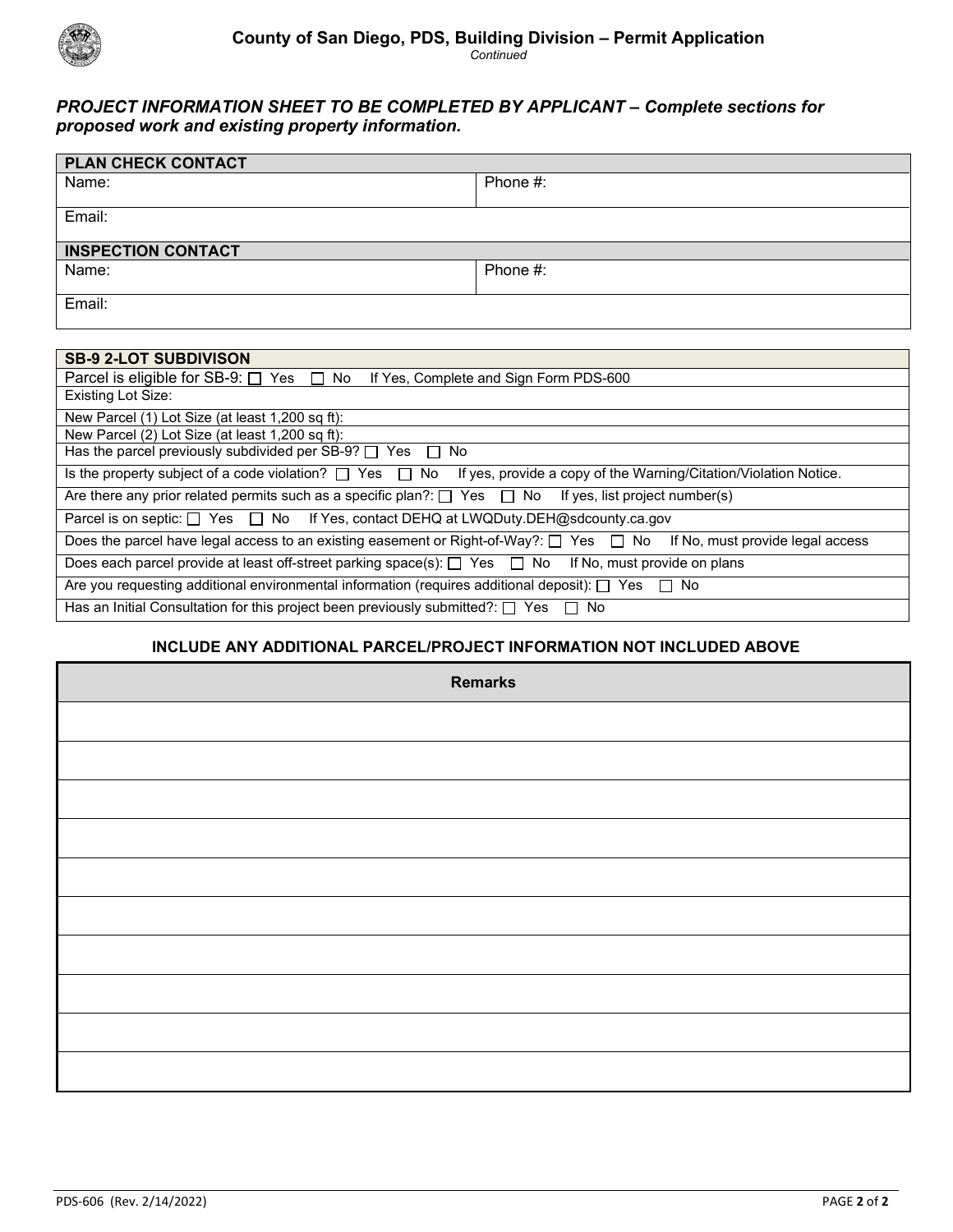*PROJECT INFORMATION SHEET TO BE COMPLETED BY APPLICANT – Complete sections for proposed work and existing property information.*

| PLAN CHECK CONTACT | |
|---|---|
| Name: | Phone #: |
| Email: | |
| **INSPECTION CONTACT** | |
| Name: | Phone #: |
| Email: | |

| SB-9 2-LOT SUBDIVISON |
|---|
| Parcel is eligible for SB-9: ☐ Yes ☐ No If Yes, Complete and Sign Form PDS-600 |
| Existing Lot Size: |
| New Parcel (1) Lot Size (at least 1,200 sq ft): |
| New Parcel (2) Lot Size (at least 1,200 sq ft): |
| Has the parcel previously subdivided per SB-9? ☐ Yes ☐ No |
| Is the property subject of a code violation? ☐ Yes ☐ No If yes, provide a copy of the Warning/Citation/Violation Notice. |
| Are there any prior related permits such as a specific plan?: ☐ Yes ☐ No If yes, list project number(s) |
| Parcel is on septic: ☐ Yes ☐ No If Yes, contact DEHQ at LWQDuty.DEH@sdcounty.ca.gov |
| Does the parcel have legal access to an existing easement or Right-of-Way?: ☐ Yes ☐ No If No, must provide legal access |
| Does each parcel provide at least off-street parking space(s): ☐ Yes ☐ No If No, must provide on plans |
| Are you requesting additional environmental information (requires additional deposit): ☐ Yes ☐ No |
| Has an Initial Consultation for this project been previously submitted?: ☐ Yes ☐ No |

**INCLUDE ANY ADDITIONAL PARCEL/PROJECT INFORMATION NOT INCLUDED ABOVE**

| Remarks |
|---|
| |
| |
| |
| |
| |
| |
| |
| |
| |
| |

PDS-606 (Rev. 2/14/2022)